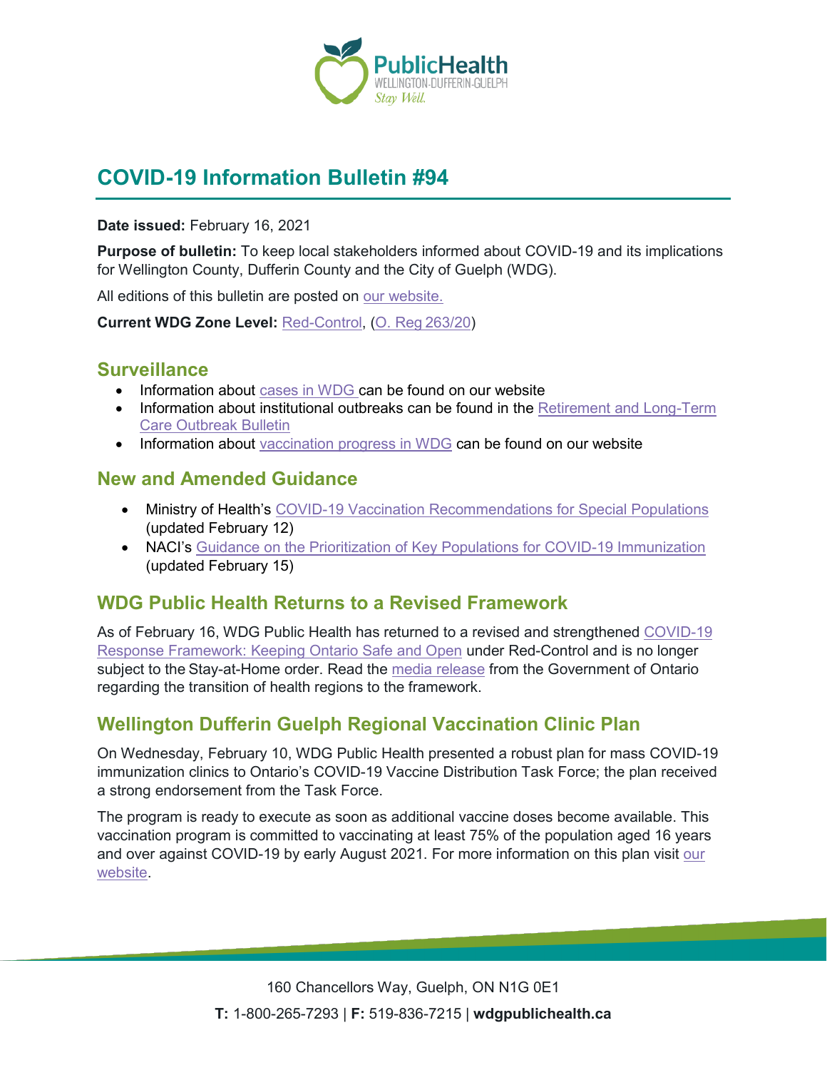# COVID-19 Information Bulletin #94

**Date issued:** February 16, 2021

**Purpose of bulletin:** To keep local stakeholders informed about COVID-19 and its implications for Wellington County, Dufferin County and the City of Guelph (WDG).

All editions of this bulletin are posted on our website.

**Current WDG Zone Level:** Red-Control, (O. Reg 263/20)

## Surveillance

- Information about cases in WDG can be found on our website
- Information about institutional outbreaks can be found in the Retirement and Long-Term Care Outbreak Bulletin
- Information about vaccination progress in WDG can be found on our website

## New and Amended Guidance

- Ministry of Health's COVID-19 Vaccination Recommendations for Special Populations (updated February 12)
- NACI's Guidance on the Prioritization of Key Populations for COVID-19 Immunization (updated February 15)

## WDG Public Health Returns to a Revised Framework

As of February 16, WDG Public Health has returned to a revised and strengthened COVID-19 Response Framework: Keeping Ontario Safe and Open under Red-Control and is no longer subject to the Stay-at-Home order. Read the media release from the Government of Ontario regarding the transition of health regions to the framework.

## Wellington Dufferin Guelph Regional Vaccination Clinic Plan

On Wednesday, February 10, WDG Public Health presented a robust plan for mass COVID-19 immunization clinics to Ontario's COVID-19 Vaccine Distribution Task Force; the plan received a strong endorsement from the Task Force.

The program is ready to execute as soon as additional vaccine doses become available. This vaccination program is committed to vaccinating at least 75% of the population aged 16 years and over against COVID-19 by early August 2021. For more information on this plan visit our website.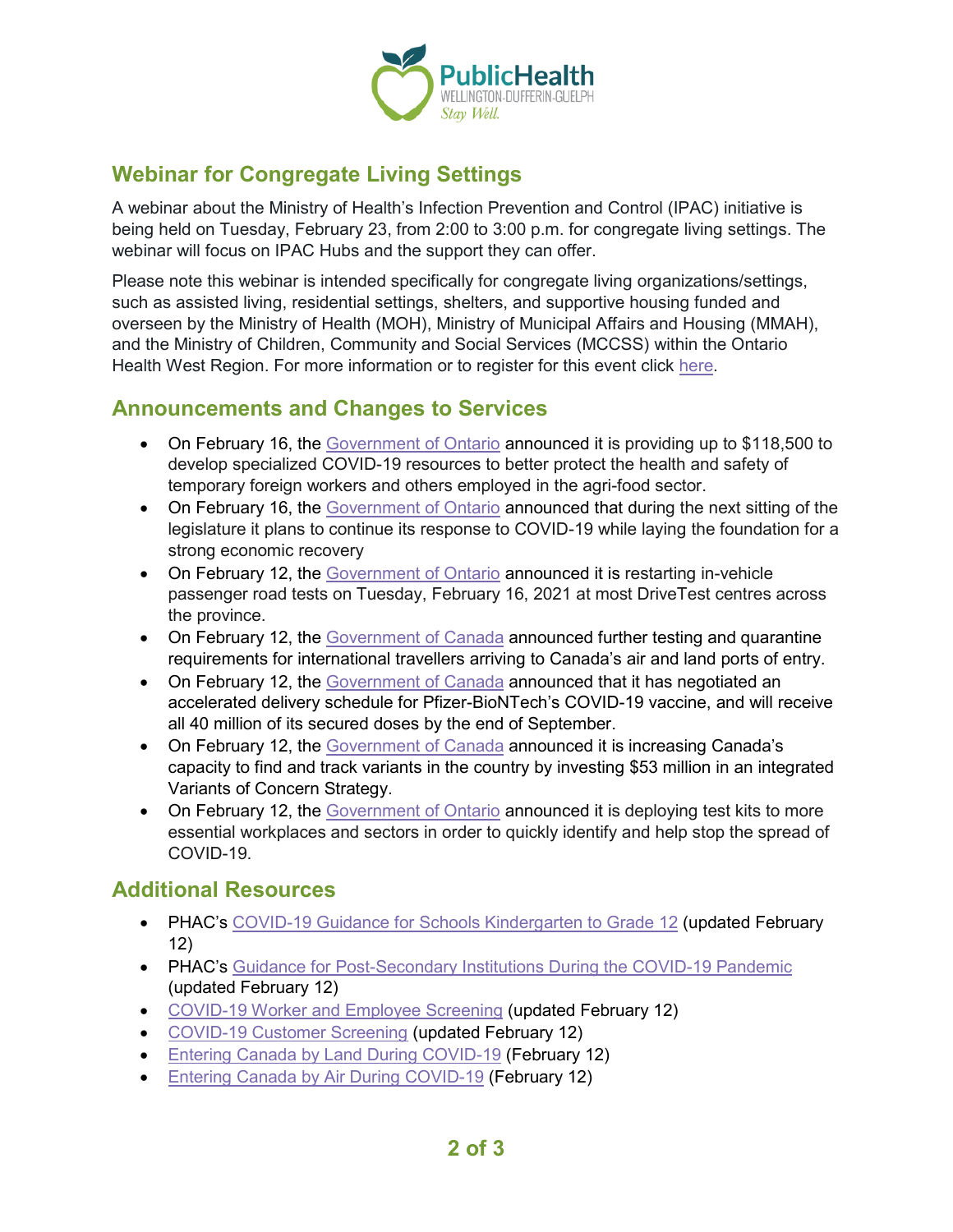## Webinar for Congregate Living Settings

A webinar about the Ministry of Health's Infection Prevention and Control (IPAC) initiative is being held on Tuesday, February 23, from 2:00 to 3:00 p.m. for congregate living settings. The webinar will focus on IPAC Hubs and the support they can offer.

Please note this webinar is intended specifically for congregate living organizations/settings, such as assisted living, residential settings, shelters, and supportive housing funded and overseen by the Ministry of Health (MOH), Ministry of Municipal Affairs and Housing (MMAH), and the Ministry of Children, Community and Social Services (MCCSS) within the Ontario Health West Region. For more information or to register for this event click here.

## Announcements and Changes to Services

- On February 16, the Government of Ontario announced it is providing up to $118,500 to develop specialized COVID-19 resources to better protect the health and safety of temporary foreign workers and others employed in the agri-food sector.
- On February 16, the Government of Ontario announced that during the next sitting of the legislature it plans to continue its response to COVID-19 while laying the foundation for a strong economic recovery
- On February 12, the Government of Ontario announced it is restarting in-vehicle passenger road tests on Tuesday, February 16, 2021 at most DriveTest centres across the province.
- On February 12, the Government of Canada announced further testing and quarantine requirements for international travellers arriving to Canada's air and land ports of entry.
- On February 12, the Government of Canada announced that it has negotiated an accelerated delivery schedule for Pfizer-BioNTech's COVID-19 vaccine, and will receive all 40 million of its secured doses by the end of September.
- On February 12, the Government of Canada announced it is increasing Canada's capacity to find and track variants in the country by investing $53 million in an integrated Variants of Concern Strategy.
- On February 12, the Government of Ontario announced it is deploying test kits to more essential workplaces and sectors in order to quickly identify and help stop the spread of COVID-19.

## Additional Resources

- PHAC's COVID-19 Guidance for Schools Kindergarten to Grade 12 (updated February 12)
- PHAC's Guidance for Post-Secondary Institutions During the COVID-19 Pandemic (updated February 12)
- COVID-19 Worker and Employee Screening (updated February 12)
- COVID-19 Customer Screening (updated February 12)
- Entering Canada by Land During COVID-19 (February 12)
- Entering Canada by Air During COVID-19 (February 12)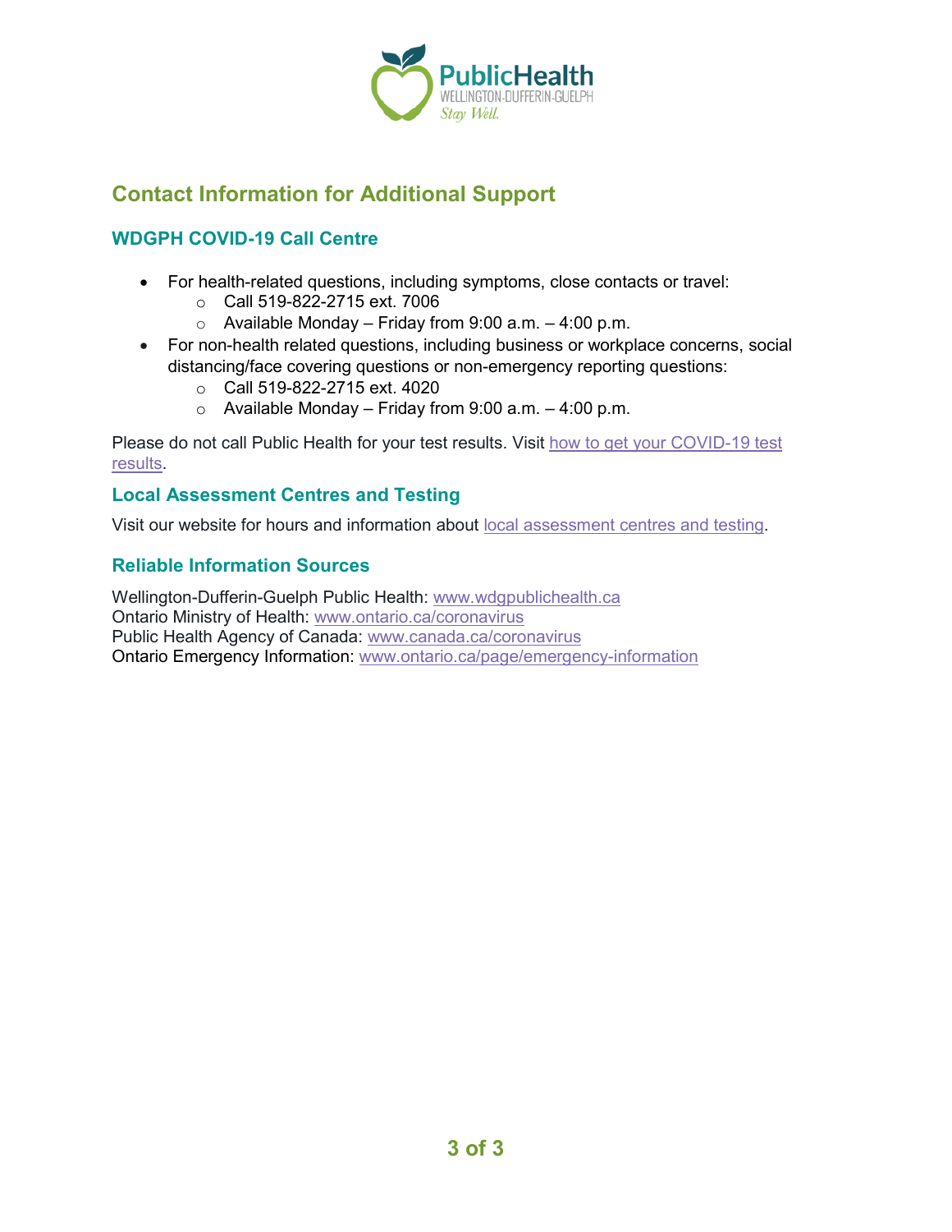## Contact Information for Additional Support

### WDGPH COVID-19 Call Centre

- For health-related questions, including symptoms, close contacts or travel:
    - Call 519-822-2715 ext. 7006
    - Available Monday – Friday from 9:00 a.m. – 4:00 p.m.
- For non-health related questions, including business or workplace concerns, social distancing/face covering questions or non-emergency reporting questions:
    - Call 519-822-2715 ext. 4020
    - Available Monday – Friday from 9:00 a.m. – 4:00 p.m.

Please do not call Public Health for your test results. Visit how to get your COVID-19 test results.

### Local Assessment Centres and Testing

Visit our website for hours and information about local assessment centres and testing.

### Reliable Information Sources

Wellington-Dufferin-Guelph Public Health: www.wdgpublichealth.ca
Ontario Ministry of Health: www.ontario.ca/coronavirus
Public Health Agency of Canada: www.canada.ca/coronavirus
Ontario Emergency Information: www.ontario.ca/page/emergency-information